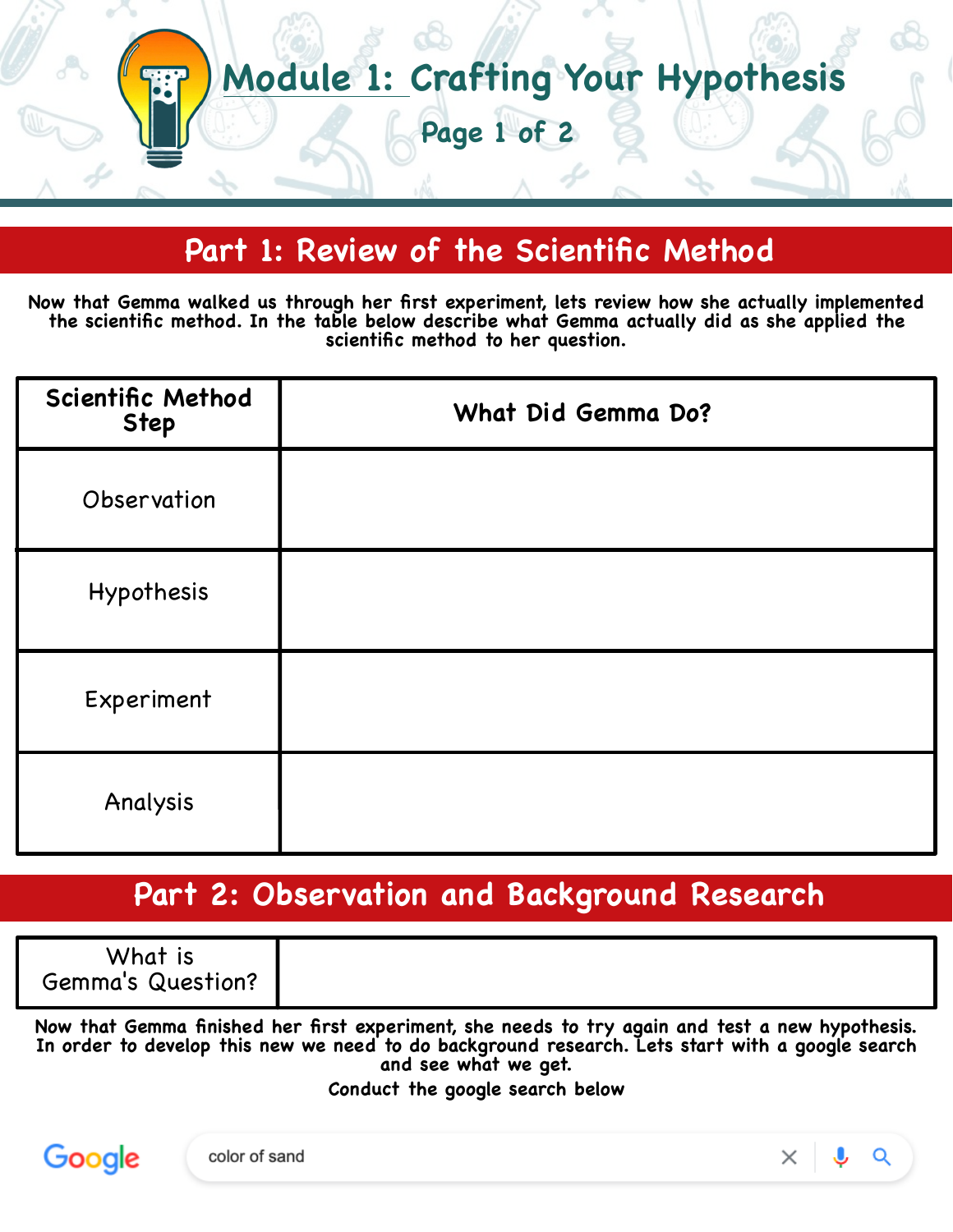# Module 1: Crafting Your Hypothesis

## Part 1: Review of the Scientific Method

Now that Gemma walked us through her first experiment, lets review how she actually implemented the scientific method. In the table below describe what Gemma actually did as she applied the scientific method to her question.

| Scientific Method Step | What Did Gemma Do? |
|---|---|
| Observation | |
| Hypothesis | |
| Experiment | |
| Analysis | |

## Part 2: Observation and Background Research

| | |
|---|---|
| What is Gemma's Question? | |

Now that Gemma finished her first experiment, she needs to try again and test a new hypothesis. In order to develop this new we need to do background research. Lets start with a google search and see what we get.

Conduct the google search below

Google: color of sand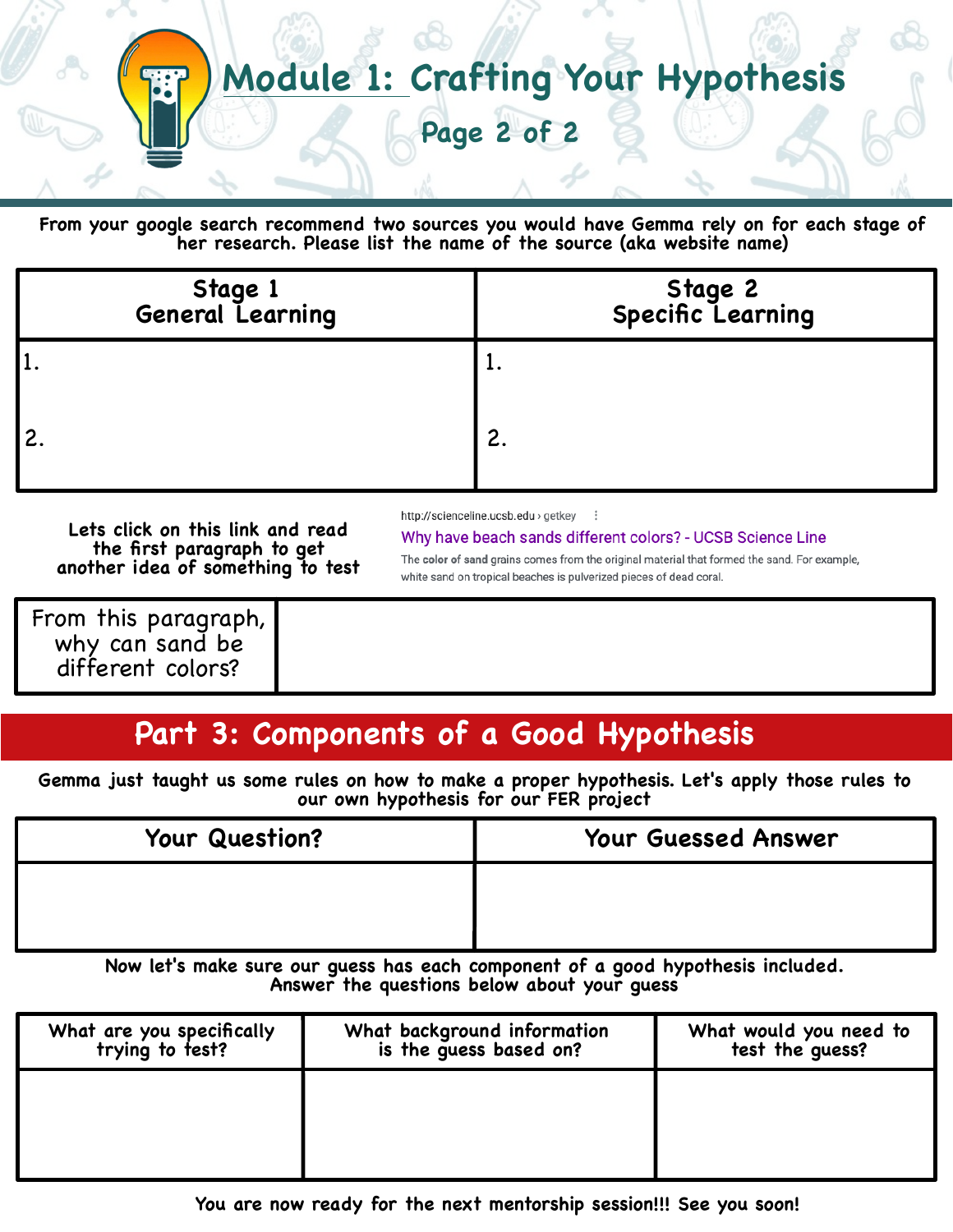# Module 1: Crafting Your Hypothesis

Page 2 of 2

From your google search recommend two sources you would have Gemma rely on for each stage of her research. Please list the name of the source (aka website name)

| Stage 1 General Learning | Stage 2 Specific Learning |
| --- | --- |
| 1. | 1. |
| 2. | 2. |

Lets click on this link and read the first paragraph to get another idea of something to test

http://scienceline.ucsb.edu › getkey

Why have beach sands different colors? - UCSB Science Line

The **color of sand** grains comes from the original material that formed the sand. For example, white sand on tropical beaches is pulverized pieces of **dead** coral.

| | |
| --- | --- |
| From this paragraph, why can sand be different colors? | |

## Part 3: Components of a Good Hypothesis

Gemma just taught us some rules on how to make a proper hypothesis. Let's apply those rules to our own hypothesis for our FER project

| Your Question? | Your Guessed Answer |
| --- | --- |
| | |

Now let's make sure our guess has each component of a good hypothesis included. Answer the questions below about your guess

| What are you specifically trying to test? | What background information is the guess based on? | What would you need to test the guess? |
| --- | --- | --- |
| | | |

You are now ready for the next mentorship session!!! See you soon!